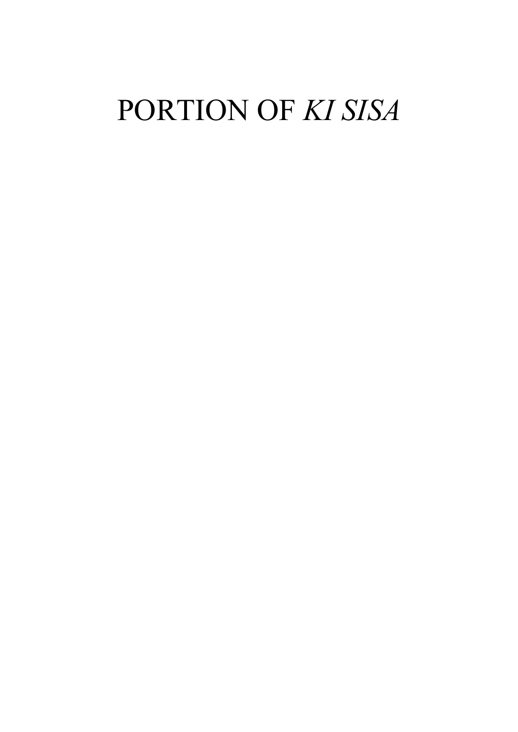# PORTION OF *KI SISA*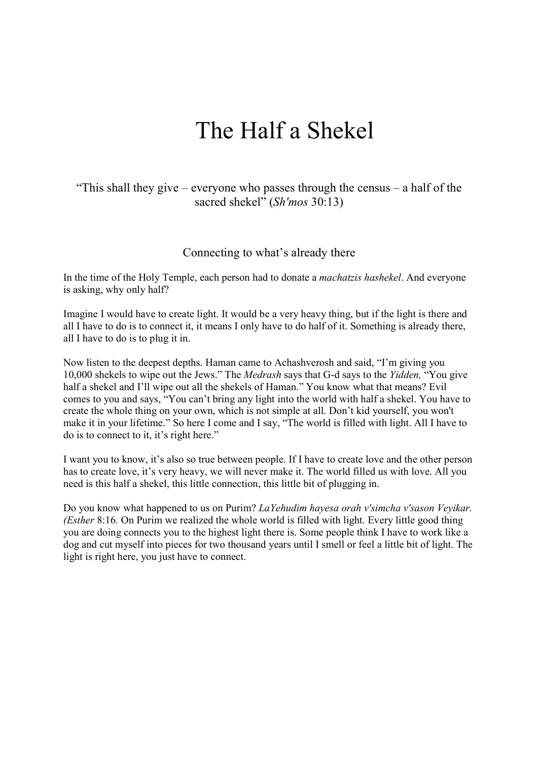# The Half a Shekel

"This shall they give – everyone who passes through the census – a half of the sacred shekel" (*Sh'mos* 30:13)

## Connecting to what's already there

In the time of the Holy Temple, each person had to donate a *machatzis hashekel*. And everyone is asking, why only half?

Imagine I would have to create light. It would be a very heavy thing, but if the light is there and all I have to do is to connect it, it means I only have to do half of it. Something is already there, all I have to do is to plug it in.

Now listen to the deepest depths. Haman came to Achashverosh and said, "I'm giving you 10,000 shekels to wipe out the Jews." The *Medrash* says that G-d says to the *Yidden,* "You give half a shekel and I'll wipe out all the shekels of Haman." You know what that means? Evil comes to you and says, "You can't bring any light into the world with half a shekel. You have to create the whole thing on your own, which is not simple at all. Don't kid yourself, you won't make it in your lifetime." So here I come and I say, "The world is filled with light. All I have to do is to connect to it, it's right here."

I want you to know, it's also so true between people. If I have to create love and the other person has to create love, it's very heavy, we will never make it. The world filled us with love. All you need is this half a shekel, this little connection, this little bit of plugging in.

Do you know what happened to us on Purim? *LaYehudim hayesa orah v'simcha v'sason Veyikar. (Esther* 8:16*.* On Purim we realized the whole world is filled with light. Every little good thing you are doing connects you to the highest light there is. Some people think I have to work like a dog and cut myself into pieces for two thousand years until I smell or feel a little bit of light. The light is right here, you just have to connect.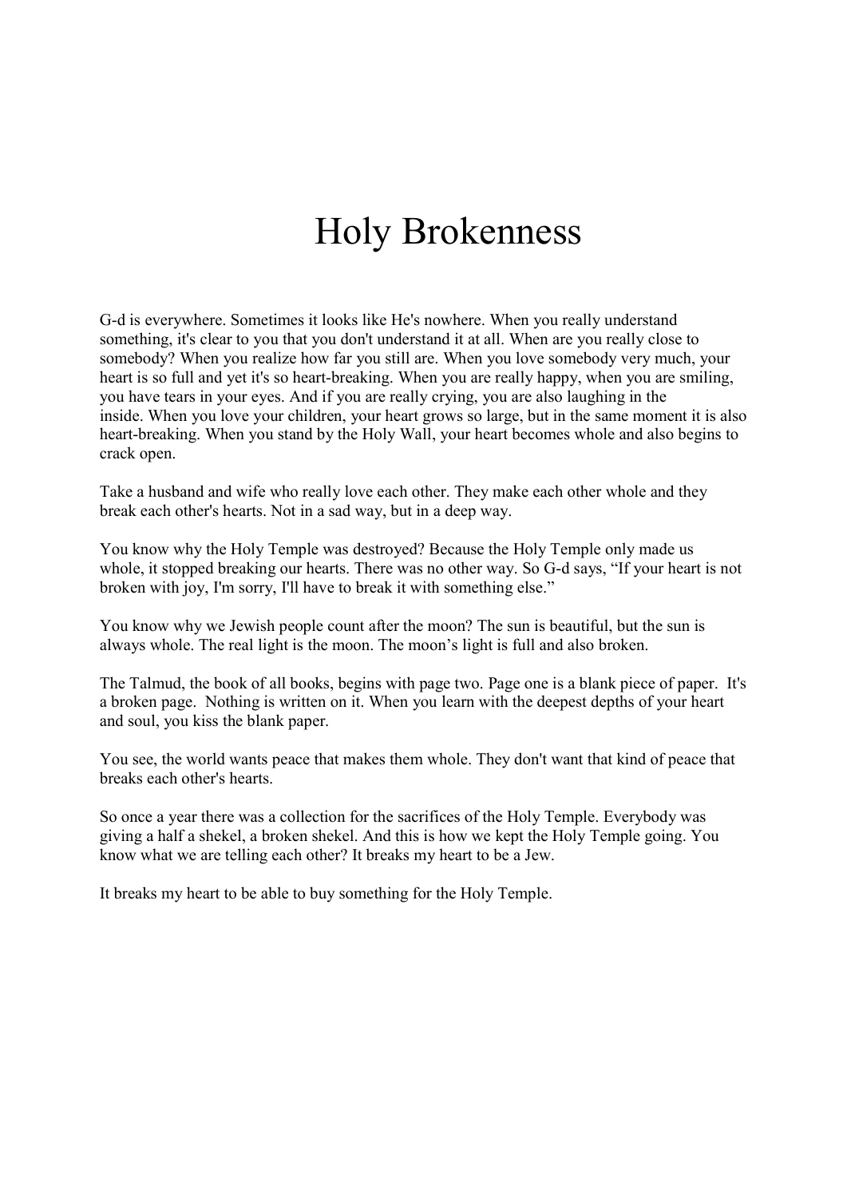# Holy Brokenness

G-d is everywhere. Sometimes it looks like He's nowhere. When you really understand something, it's clear to you that you don't understand it at all. When are you really close to somebody? When you realize how far you still are. When you love somebody very much, your heart is so full and yet it's so heart-breaking. When you are really happy, when you are smiling, you have tears in your eyes. And if you are really crying, you are also laughing in the inside. When you love your children, your heart grows so large, but in the same moment it is also heart-breaking. When you stand by the Holy Wall, your heart becomes whole and also begins to crack open.

Take a husband and wife who really love each other. They make each other whole and they break each other's hearts. Not in a sad way, but in a deep way.

You know why the Holy Temple was destroyed? Because the Holy Temple only made us whole, it stopped breaking our hearts. There was no other way. So G-d says, "If your heart is not broken with joy, I'm sorry, I'll have to break it with something else."

You know why we Jewish people count after the moon? The sun is beautiful, but the sun is always whole. The real light is the moon. The moon's light is full and also broken.

The Talmud, the book of all books, begins with page two. Page one is a blank piece of paper. It's a broken page. Nothing is written on it. When you learn with the deepest depths of your heart and soul, you kiss the blank paper.

You see, the world wants peace that makes them whole. They don't want that kind of peace that breaks each other's hearts.

So once a year there was a collection for the sacrifices of the Holy Temple. Everybody was giving a half a shekel, a broken shekel. And this is how we kept the Holy Temple going. You know what we are telling each other? It breaks my heart to be a Jew.

It breaks my heart to be able to buy something for the Holy Temple.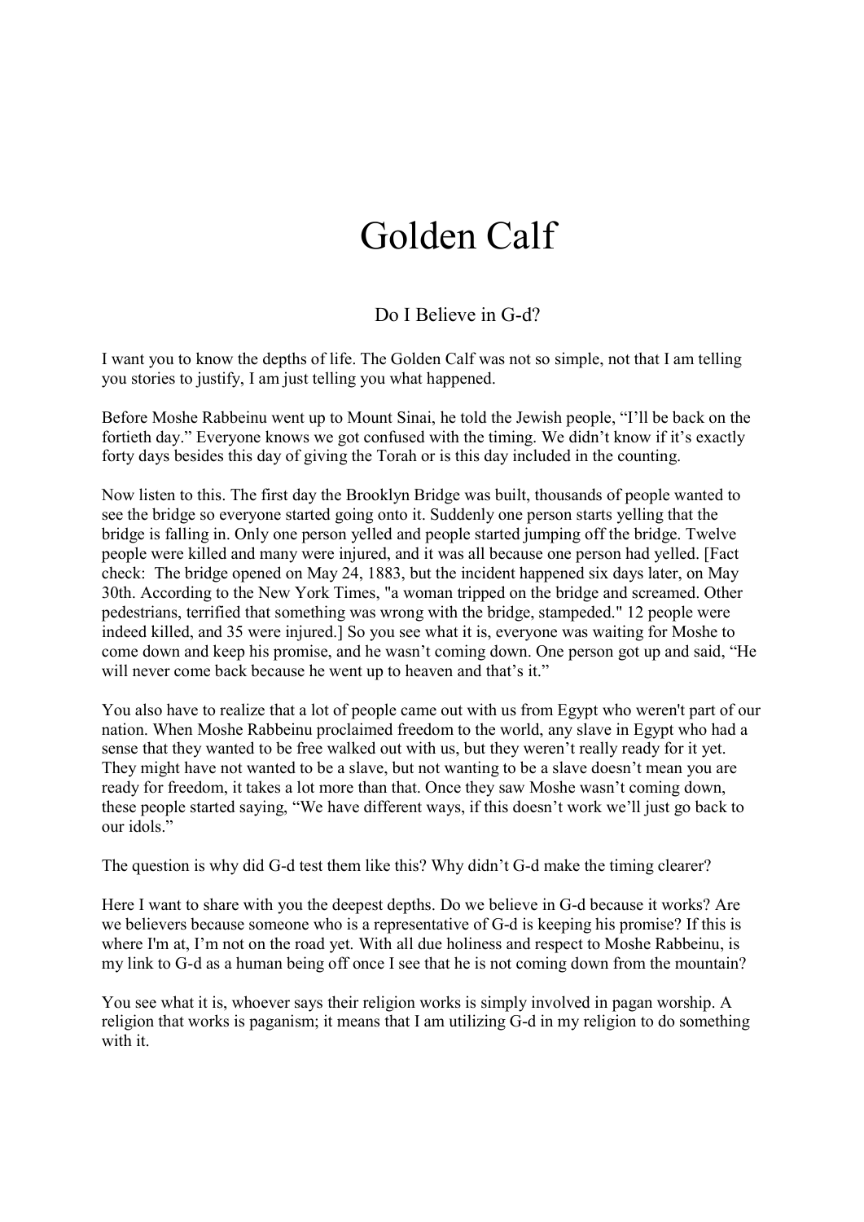# Golden Calf

## Do I Believe in G-d?

I want you to know the depths of life. The Golden Calf was not so simple, not that I am telling you stories to justify, I am just telling you what happened.

Before Moshe Rabbeinu went up to Mount Sinai, he told the Jewish people, "I'll be back on the fortieth day." Everyone knows we got confused with the timing. We didn't know if it's exactly forty days besides this day of giving the Torah or is this day included in the counting.

Now listen to this. The first day the Brooklyn Bridge was built, thousands of people wanted to see the bridge so everyone started going onto it. Suddenly one person starts yelling that the bridge is falling in. Only one person yelled and people started jumping off the bridge. Twelve people were killed and many were injured, and it was all because one person had yelled. [Fact check: The bridge opened on May 24, 1883, but the incident happened six days later, on May 30th. According to the New York Times, "a woman tripped on the bridge and screamed. Other pedestrians, terrified that something was wrong with the bridge, stampeded." 12 people were indeed killed, and 35 were injured.] So you see what it is, everyone was waiting for Moshe to come down and keep his promise, and he wasn't coming down. One person got up and said, "He will never come back because he went up to heaven and that's it."

You also have to realize that a lot of people came out with us from Egypt who weren't part of our nation. When Moshe Rabbeinu proclaimed freedom to the world, any slave in Egypt who had a sense that they wanted to be free walked out with us, but they weren't really ready for it yet. They might have not wanted to be a slave, but not wanting to be a slave doesn't mean you are ready for freedom, it takes a lot more than that. Once they saw Moshe wasn't coming down, these people started saying, "We have different ways, if this doesn't work we'll just go back to our idols."

The question is why did G-d test them like this? Why didn't G-d make the timing clearer?

Here I want to share with you the deepest depths. Do we believe in G-d because it works? Are we believers because someone who is a representative of G-d is keeping his promise? If this is where I'm at, I'm not on the road yet. With all due holiness and respect to Moshe Rabbeinu, is my link to G-d as a human being off once I see that he is not coming down from the mountain?

You see what it is, whoever says their religion works is simply involved in pagan worship. A religion that works is paganism; it means that I am utilizing G-d in my religion to do something with it.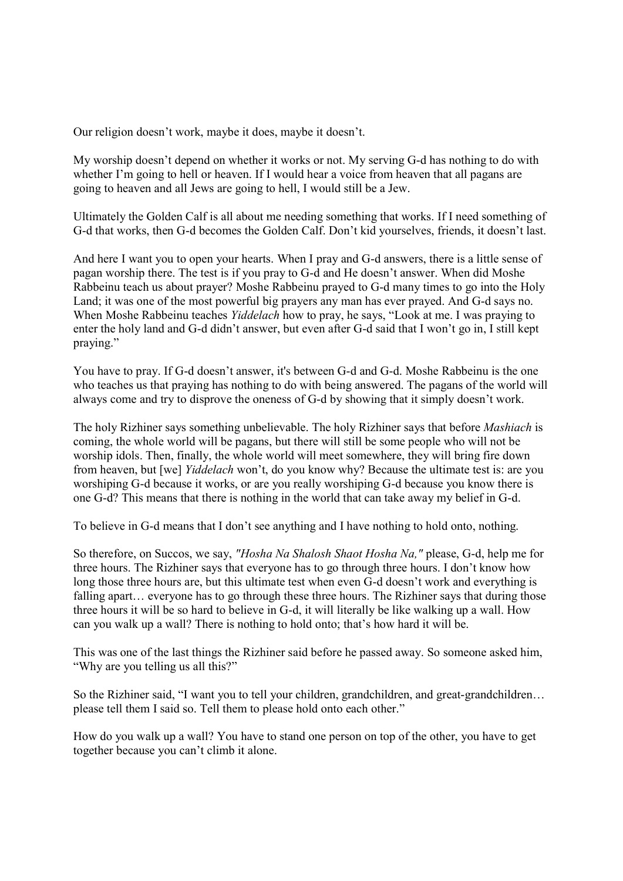Our religion doesn't work, maybe it does, maybe it doesn't.

My worship doesn't depend on whether it works or not. My serving G-d has nothing to do with whether I'm going to hell or heaven. If I would hear a voice from heaven that all pagans are going to heaven and all Jews are going to hell, I would still be a Jew.

Ultimately the Golden Calf is all about me needing something that works. If I need something of G-d that works, then G-d becomes the Golden Calf. Don't kid yourselves, friends, it doesn't last.

And here I want you to open your hearts. When I pray and G-d answers, there is a little sense of pagan worship there. The test is if you pray to G-d and He doesn't answer. When did Moshe Rabbeinu teach us about prayer? Moshe Rabbeinu prayed to G-d many times to go into the Holy Land; it was one of the most powerful big prayers any man has ever prayed. And G-d says no. When Moshe Rabbeinu teaches *Yiddelach* how to pray, he says, "Look at me. I was praying to enter the holy land and G-d didn't answer, but even after G-d said that I won't go in, I still kept praying."

You have to pray. If G-d doesn't answer, it's between G-d and G-d. Moshe Rabbeinu is the one who teaches us that praying has nothing to do with being answered. The pagans of the world will always come and try to disprove the oneness of G-d by showing that it simply doesn't work.

The holy Rizhiner says something unbelievable. The holy Rizhiner says that before *Mashiach* is coming, the whole world will be pagans, but there will still be some people who will not be worship idols. Then, finally, the whole world will meet somewhere, they will bring fire down from heaven, but [we] *Yiddelach* won't, do you know why? Because the ultimate test is: are you worshiping G-d because it works, or are you really worshiping G-d because you know there is one G-d? This means that there is nothing in the world that can take away my belief in G-d.

To believe in G-d means that I don't see anything and I have nothing to hold onto, nothing.

So therefore, on Succos, we say, *"Hosha Na Shalosh Shaot Hosha Na,"* please, G-d, help me for three hours. The Rizhiner says that everyone has to go through three hours. I don't know how long those three hours are, but this ultimate test when even G-d doesn't work and everything is falling apart… everyone has to go through these three hours. The Rizhiner says that during those three hours it will be so hard to believe in G-d, it will literally be like walking up a wall. How can you walk up a wall? There is nothing to hold onto; that's how hard it will be.

This was one of the last things the Rizhiner said before he passed away. So someone asked him, "Why are you telling us all this?"

So the Rizhiner said, "I want you to tell your children, grandchildren, and great-grandchildren… please tell them I said so. Tell them to please hold onto each other."

How do you walk up a wall? You have to stand one person on top of the other, you have to get together because you can't climb it alone.